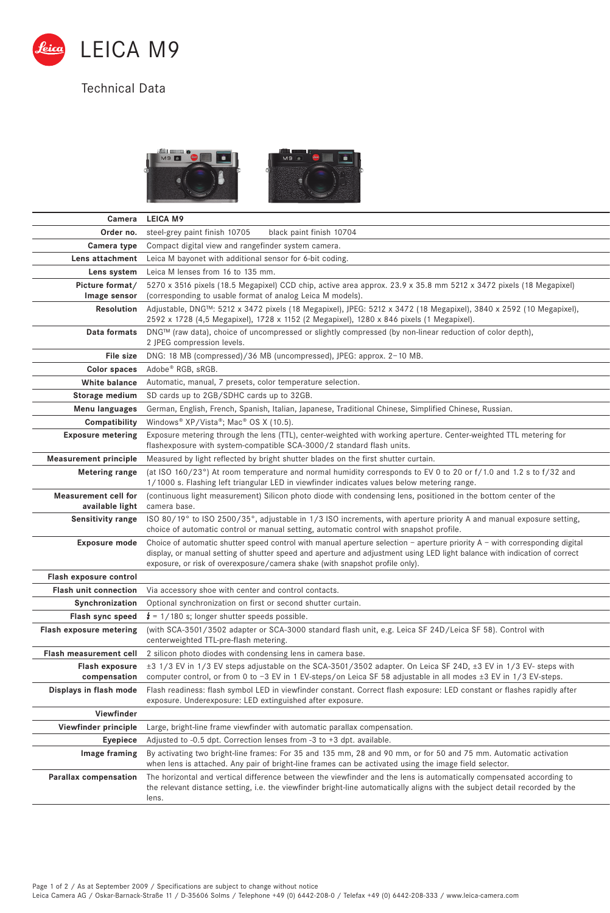# LEICA M9

## Technical Data

| Camera | LEICA M9 |
|---|---|
| Order no. | steel-grey paint finish 10705 black paint finish 10704 |
| Camera type | Compact digital view and rangefinder system camera. |
| Lens attachment | Leica M bayonet with additional sensor for 6-bit coding. |
| Lens system | Leica M lenses from 16 to 135 mm. |
| Picture format/ Image sensor | 5270 x 3516 pixels (18.5 Megapixel) CCD chip, active area approx. 23.9 x 35.8 mm 5212 x 3472 pixels (18 Megapixel) (corresponding to usable format of analog Leica M models). |
| Resolution | Adjustable, DNG™: 5212 x 3472 pixels (18 Megapixel), JPEG: 5212 x 3472 (18 Megapixel), 3840 x 2592 (10 Megapixel), 2592 x 1728 (4,5 Megapixel), 1728 x 1152 (2 Megapixel), 1280 x 846 pixels (1 Megapixel). |
| Data formats | DNG™ (raw data), choice of uncompressed or slightly compressed (by non-linear reduction of color depth), 2 JPEG compression levels. |
| File size | DNG: 18 MB (compressed)/36 MB (uncompressed), JPEG: approx. 2–10 MB. |
| Color spaces | Adobe® RGB, sRGB. |
| White balance | Automatic, manual, 7 presets, color temperature selection. |
| Storage medium | SD cards up to 2GB/SDHC cards up to 32GB. |
| Menu languages | German, English, French, Spanish, Italian, Japanese, Traditional Chinese, Simplified Chinese, Russian. |
| Compatibility | Windows® XP/Vista®; Mac® OS X (10.5). |
| Exposure metering | Exposure metering through the lens (TTL), center-weighted with working aperture. Center-weighted TTL metering for flashexposure with system-compatible SCA-3000/2 standard flash units. |
| Measurement principle | Measured by light reflected by bright shutter blades on the first shutter curtain. |
| Metering range | (at ISO 160/23°) At room temperature and normal humidity corresponds to EV 0 to 20 or f/1.0 and 1.2 s to f/32 and 1/1000 s. Flashing left triangular LED in viewfinder indicates values below metering range. |
| Measurement cell for available light | (continuous light measurement) Silicon photo diode with condensing lens, positioned in the bottom center of the camera base. |
| Sensitivity range | ISO 80/19° to ISO 2500/35°, adjustable in 1/3 ISO increments, with aperture priority A and manual exposure setting, choice of automatic control or manual setting, automatic control with snapshot profile. |
| Exposure mode | Choice of automatic shutter speed control with manual aperture selection – aperture priority A – with corresponding digital display, or manual setting of shutter speed and aperture and adjustment using LED light balance with indication of correct exposure, or risk of overexposure/camera shake (with snapshot profile only). |
| **Flash exposure control** | |
| Flash unit connection | Via accessory shoe with center and control contacts. |
| Synchronization | Optional synchronization on first or second shutter curtain. |
| Flash sync speed | ϟ = 1/180 s; longer shutter speeds possible. |
| Flash exposure metering | (with SCA-3501/3502 adapter or SCA-3000 standard flash unit, e.g. Leica SF 24D/Leica SF 58). Control with centerweighted TTL-pre-flash metering. |
| Flash measurement cell | 2 silicon photo diodes with condensing lens in camera base. |
| Flash exposure compensation | ±3 1/3 EV in 1/3 EV steps adjustable on the SCA-3501/3502 adapter. On Leica SF 24D, ±3 EV in 1/3 EV- steps with computer control, or from 0 to –3 EV in 1 EV-steps/on Leica SF 58 adjustable in all modes ±3 EV in 1/3 EV-steps. |
| Displays in flash mode | Flash readiness: flash symbol LED in viewfinder constant. Correct flash exposure: LED constant or flashes rapidly after exposure. Underexposure: LED extinguished after exposure. |
| **Viewfinder** | |
| Viewfinder principle | Large, bright-line frame viewfinder with automatic parallax compensation. |
| Eyepiece | Adjusted to -0.5 dpt. Correction lenses from -3 to +3 dpt. available. |
| Image framing | By activating two bright-line frames: For 35 and 135 mm, 28 and 90 mm, or for 50 and 75 mm. Automatic activation when lens is attached. Any pair of bright-line frames can be activated using the image field selector. |
| Parallax compensation | The horizontal and vertical difference between the viewfinder and the lens is automatically compensated according to the relevant distance setting, i.e. the viewfinder bright-line automatically aligns with the subject detail recorded by the lens. |

As at September 2009 / Specifications are subject to change without notice
Leica Camera AG / Oskar-Barnack-Straße 11 / D-35606 Solms / Telephone +49 (0) 6442-208-0 / Telefax +49 (0) 6442-208-333 / www.leica-camera.com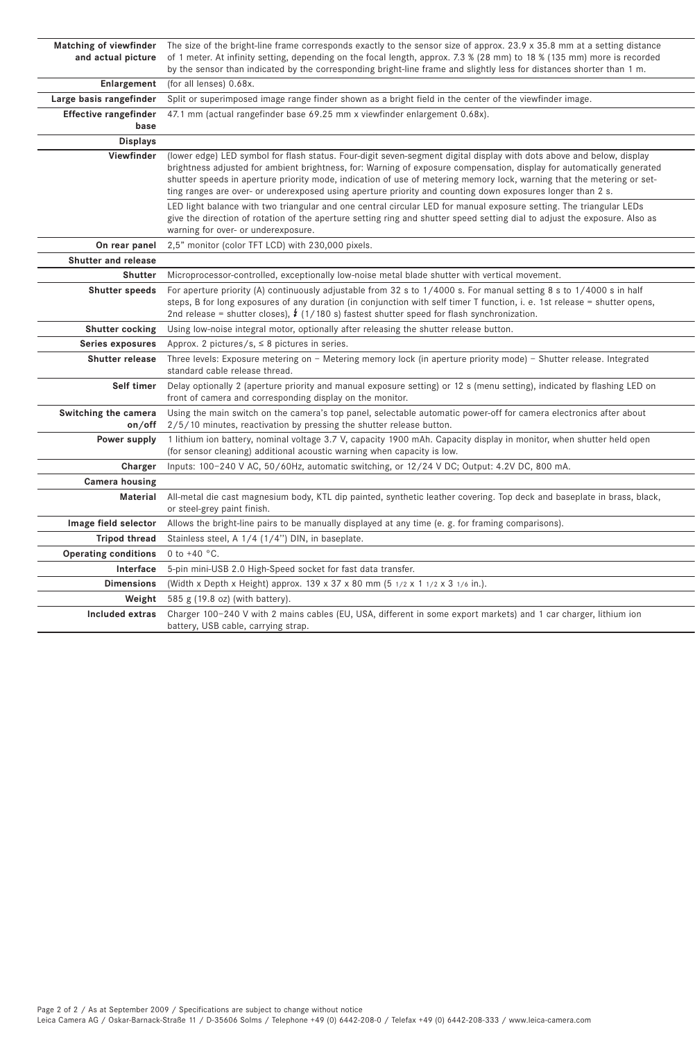| | |
|---|---|
| **Matching of viewfinder and actual picture** | The size of the bright-line frame corresponds exactly to the sensor size of approx. 23.9 x 35.8 mm at a setting distance of 1 meter. At infinity setting, depending on the focal length, approx. 7.3 % (28 mm) to 18 % (135 mm) more is recorded by the sensor than indicated by the corresponding bright-line frame and slightly less for distances shorter than 1 m. |
| **Enlargement** | (for all lenses) 0.68x. |
| **Large basis rangefinder** | Split or superimposed image range finder shown as a bright field in the center of the viewfinder image. |
| **Effective rangefinder base** | 47.1 mm (actual rangefinder base 69.25 mm x viewfinder enlargement 0.68x). |
| **Displays** | |
| **Viewfinder** | (lower edge) LED symbol for flash status. Four-digit seven-segment digital display with dots above and below, display brightness adjusted for ambient brightness, for: Warning of exposure compensation, display for automatically generated shutter speeds in aperture priority mode, indication of use of metering memory lock, warning that the metering or setting ranges are over- or underexposed using aperture priority and counting down exposures longer than 2 s. |
| | LED light balance with two triangular and one central circular LED for manual exposure setting. The triangular LEDs give the direction of rotation of the aperture setting ring and shutter speed setting dial to adjust the exposure. Also as warning for over- or underexposure. |
| **On rear panel** | 2,5" monitor (color TFT LCD) with 230,000 pixels. |
| **Shutter and release** | |
| **Shutter** | Microprocessor-controlled, exceptionally low-noise metal blade shutter with vertical movement. |
| **Shutter speeds** | For aperture priority (A) continuously adjustable from 32 s to 1/4000 s. For manual setting 8 s to 1/4000 s in half steps, B for long exposures of any duration (in conjunction with self timer T function, i. e. 1st release = shutter opens, 2nd release = shutter closes), ϟ (1/180 s) fastest shutter speed for flash synchronization. |
| **Shutter cocking** | Using low-noise integral motor, optionally after releasing the shutter release button. |
| **Series exposures** | Approx. 2 pictures/s, ≤ 8 pictures in series. |
| **Shutter release** | Three levels: Exposure metering on – Metering memory lock (in aperture priority mode) – Shutter release. Integrated standard cable release thread. |
| **Self timer** | Delay optionally 2 (aperture priority and manual exposure setting) or 12 s (menu setting), indicated by flashing LED on front of camera and corresponding display on the monitor. |
| **Switching the camera on/off** | Using the main switch on the camera's top panel, selectable automatic power-off for camera electronics after about 2/5/10 minutes, reactivation by pressing the shutter release button. |
| **Power supply** | 1 lithium ion battery, nominal voltage 3.7 V, capacity 1900 mAh. Capacity display in monitor, when shutter held open (for sensor cleaning) additional acoustic warning when capacity is low. |
| **Charger** | Inputs: 100–240 V AC, 50/60Hz, automatic switching, or 12/24 V DC; Output: 4.2V DC, 800 mA. |
| **Camera housing** | |
| **Material** | All-metal die cast magnesium body, KTL dip painted, synthetic leather covering. Top deck and baseplate in brass, black, or steel-grey paint finish. |
| **Image field selector** | Allows the bright-line pairs to be manually displayed at any time (e. g. for framing comparisons). |
| **Tripod thread** | Stainless steel, A 1/4 (1/4'') DIN, in baseplate. |
| **Operating conditions** | 0 to +40 °C. |
| **Interface** | 5-pin mini-USB 2.0 High-Speed socket for fast data transfer. |
| **Dimensions** | (Width x Depth x Height) approx. 139 x 37 x 80 mm (5 1/2 x 1 1/2 x 3 1/6 in.). |
| **Weight** | 585 g (19.8 oz) (with battery). |
| **Included extras** | Charger 100–240 V with 2 mains cables (EU, USA, different in some export markets) and 1 car charger, lithium ion battery, USB cable, carrying strap. |

As at September 2009 / Specifications are subject to change without notice
Leica Camera AG / Oskar-Barnack-Straße 11 / D-35606 Solms / Telephone +49 (0) 6442-208-0 / Telefax +49 (0) 6442-208-333 / www.leica-camera.com